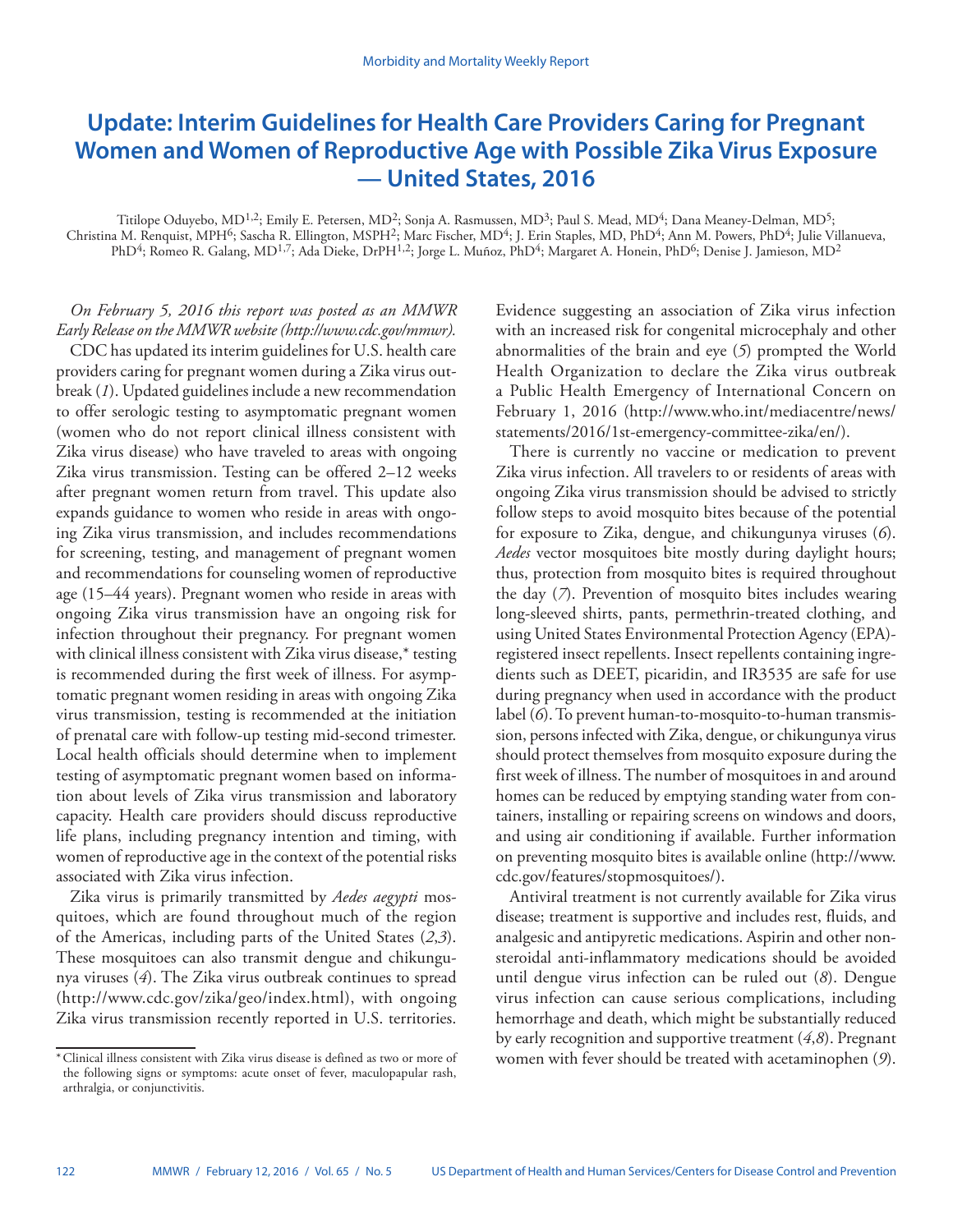# Update: Interim Guidelines for Health Care Providers Caring for Pregnant Women and Women of Reproductive Age with Possible Zika Virus Exposure — United States, 2016

Titilope Oduyebo, MD[1,2]; Emily E. Petersen, MD[2]; Sonja A. Rasmussen, MD[3]; Paul S. Mead, MD[4]; Dana Meaney-Delman, MD[5]; Christina M. Renquist, MPH[6]; Sascha R. Ellington, MSPH[2]; Marc Fischer, MD[4]; J. Erin Staples, MD, PhD[4]; Ann M. Powers, PhD[4]; Julie Villanueva, PhD[4]; Romeo R. Galang, MD[1,7]; Ada Dieke, DrPH[1,2]; Jorge L. Muñoz, PhD[4]; Margaret A. Honein, PhD[6]; Denise J. Jamieson, MD[2]

*On February 5, 2016 this report was posted as an MMWR Early Release on the MMWR website (http://www.cdc.gov/mmwr).*

CDC has updated its interim guidelines for U.S. health care providers caring for pregnant women during a Zika virus outbreak (*1*). Updated guidelines include a new recommendation to offer serologic testing to asymptomatic pregnant women (women who do not report clinical illness consistent with Zika virus disease) who have traveled to areas with ongoing Zika virus transmission. Testing can be offered 2–12 weeks after pregnant women return from travel. This update also expands guidance to women who reside in areas with ongoing Zika virus transmission, and includes recommendations for screening, testing, and management of pregnant women and recommendations for counseling women of reproductive age (15–44 years). Pregnant women who reside in areas with ongoing Zika virus transmission have an ongoing risk for infection throughout their pregnancy. For pregnant women with clinical illness consistent with Zika virus disease,* testing is recommended during the first week of illness. For asymptomatic pregnant women residing in areas with ongoing Zika virus transmission, testing is recommended at the initiation of prenatal care with follow-up testing mid-second trimester. Local health officials should determine when to implement testing of asymptomatic pregnant women based on information about levels of Zika virus transmission and laboratory capacity. Health care providers should discuss reproductive life plans, including pregnancy intention and timing, with women of reproductive age in the context of the potential risks associated with Zika virus infection.

Zika virus is primarily transmitted by *Aedes aegypti* mosquitoes, which are found throughout much of the region of the Americas, including parts of the United States (*2*,*3*). These mosquitoes can also transmit dengue and chikungunya viruses (*4*). The Zika virus outbreak continues to spread (http://www.cdc.gov/zika/geo/index.html), with ongoing Zika virus transmission recently reported in U.S. territories. Evidence suggesting an association of Zika virus infection with an increased risk for congenital microcephaly and other abnormalities of the brain and eye (*5*) prompted the World Health Organization to declare the Zika virus outbreak a Public Health Emergency of International Concern on February 1, 2016 (http://www.who.int/mediacentre/news/statements/2016/1st-emergency-committee-zika/en/).

There is currently no vaccine or medication to prevent Zika virus infection. All travelers to or residents of areas with ongoing Zika virus transmission should be advised to strictly follow steps to avoid mosquito bites because of the potential for exposure to Zika, dengue, and chikungunya viruses (*6*). *Aedes* vector mosquitoes bite mostly during daylight hours; thus, protection from mosquito bites is required throughout the day (*7*). Prevention of mosquito bites includes wearing long-sleeved shirts, pants, permethrin-treated clothing, and using United States Environmental Protection Agency (EPA)-registered insect repellents. Insect repellents containing ingredients such as DEET, picaridin, and IR3535 are safe for use during pregnancy when used in accordance with the product label (*6*). To prevent human-to-mosquito-to-human transmission, persons infected with Zika, dengue, or chikungunya virus should protect themselves from mosquito exposure during the first week of illness. The number of mosquitoes in and around homes can be reduced by emptying standing water from containers, installing or repairing screens on windows and doors, and using air conditioning if available. Further information on preventing mosquito bites is available online (http://www.cdc.gov/features/stopmosquitoes/).

Antiviral treatment is not currently available for Zika virus disease; treatment is supportive and includes rest, fluids, and analgesic and antipyretic medications. Aspirin and other nonsteroidal anti-inflammatory medications should be avoided until dengue virus infection can be ruled out (*8*). Dengue virus infection can cause serious complications, including hemorrhage and death, which might be substantially reduced by early recognition and supportive treatment (*4*,*8*). Pregnant women with fever should be treated with acetaminophen (*9*).

\* Clinical illness consistent with Zika virus disease is defined as two or more of the following signs or symptoms: acute onset of fever, maculopapular rash, arthralgia, or conjunctivitis.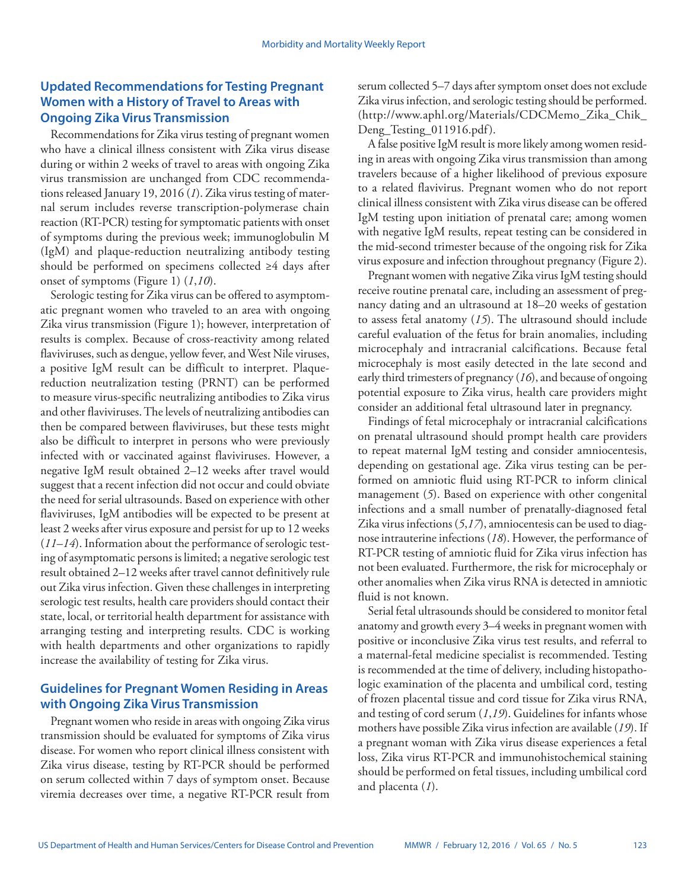## Updated Recommendations for Testing Pregnant Women with a History of Travel to Areas with Ongoing Zika Virus Transmission

Recommendations for Zika virus testing of pregnant women who have a clinical illness consistent with Zika virus disease during or within 2 weeks of travel to areas with ongoing Zika virus transmission are unchanged from CDC recommendations released January 19, 2016 (*1*). Zika virus testing of maternal serum includes reverse transcription-polymerase chain reaction (RT-PCR) testing for symptomatic patients with onset of symptoms during the previous week; immunoglobulin M (IgM) and plaque-reduction neutralizing antibody testing should be performed on specimens collected ≥4 days after onset of symptoms (Figure 1) (*1*,*10*).

Serologic testing for Zika virus can be offered to asymptomatic pregnant women who traveled to an area with ongoing Zika virus transmission (Figure 1); however, interpretation of results is complex. Because of cross-reactivity among related flaviviruses, such as dengue, yellow fever, and West Nile viruses, a positive IgM result can be difficult to interpret. Plaque-reduction neutralization testing (PRNT) can be performed to measure virus-specific neutralizing antibodies to Zika virus and other flaviviruses. The levels of neutralizing antibodies can then be compared between flaviviruses, but these tests might also be difficult to interpret in persons who were previously infected with or vaccinated against flaviviruses. However, a negative IgM result obtained 2–12 weeks after travel would suggest that a recent infection did not occur and could obviate the need for serial ultrasounds. Based on experience with other flaviviruses, IgM antibodies will be expected to be present at least 2 weeks after virus exposure and persist for up to 12 weeks (*11*–*14*). Information about the performance of serologic testing of asymptomatic persons is limited; a negative serologic test result obtained 2–12 weeks after travel cannot definitively rule out Zika virus infection. Given these challenges in interpreting serologic test results, health care providers should contact their state, local, or territorial health department for assistance with arranging testing and interpreting results. CDC is working with health departments and other organizations to rapidly increase the availability of testing for Zika virus.

## Guidelines for Pregnant Women Residing in Areas with Ongoing Zika Virus Transmission

Pregnant women who reside in areas with ongoing Zika virus transmission should be evaluated for symptoms of Zika virus disease. For women who report clinical illness consistent with Zika virus disease, testing by RT-PCR should be performed on serum collected within 7 days of symptom onset. Because viremia decreases over time, a negative RT-PCR result from serum collected 5–7 days after symptom onset does not exclude Zika virus infection, and serologic testing should be performed. (http://www.aphl.org/Materials/CDCMemo_Zika_Chik_Deng_Testing_011916.pdf).

A false positive IgM result is more likely among women residing in areas with ongoing Zika virus transmission than among travelers because of a higher likelihood of previous exposure to a related flavivirus. Pregnant women who do not report clinical illness consistent with Zika virus disease can be offered IgM testing upon initiation of prenatal care; among women with negative IgM results, repeat testing can be considered in the mid-second trimester because of the ongoing risk for Zika virus exposure and infection throughout pregnancy (Figure 2).

Pregnant women with negative Zika virus IgM testing should receive routine prenatal care, including an assessment of pregnancy dating and an ultrasound at 18–20 weeks of gestation to assess fetal anatomy (*15*). The ultrasound should include careful evaluation of the fetus for brain anomalies, including microcephaly and intracranial calcifications. Because fetal microcephaly is most easily detected in the late second and early third trimesters of pregnancy (*16*), and because of ongoing potential exposure to Zika virus, health care providers might consider an additional fetal ultrasound later in pregnancy.

Findings of fetal microcephaly or intracranial calcifications on prenatal ultrasound should prompt health care providers to repeat maternal IgM testing and consider amniocentesis, depending on gestational age. Zika virus testing can be performed on amniotic fluid using RT-PCR to inform clinical management (*5*). Based on experience with other congenital infections and a small number of prenatally-diagnosed fetal Zika virus infections (*5*,*17*), amniocentesis can be used to diagnose intrauterine infections (*18*). However, the performance of RT-PCR testing of amniotic fluid for Zika virus infection has not been evaluated. Furthermore, the risk for microcephaly or other anomalies when Zika virus RNA is detected in amniotic fluid is not known.

Serial fetal ultrasounds should be considered to monitor fetal anatomy and growth every 3–4 weeks in pregnant women with positive or inconclusive Zika virus test results, and referral to a maternal-fetal medicine specialist is recommended. Testing is recommended at the time of delivery, including histopathologic examination of the placenta and umbilical cord, testing of frozen placental tissue and cord tissue for Zika virus RNA, and testing of cord serum (*1*,*19*). Guidelines for infants whose mothers have possible Zika virus infection are available (*19*). If a pregnant woman with Zika virus disease experiences a fetal loss, Zika virus RT-PCR and immunohistochemical staining should be performed on fetal tissues, including umbilical cord and placenta (*1*).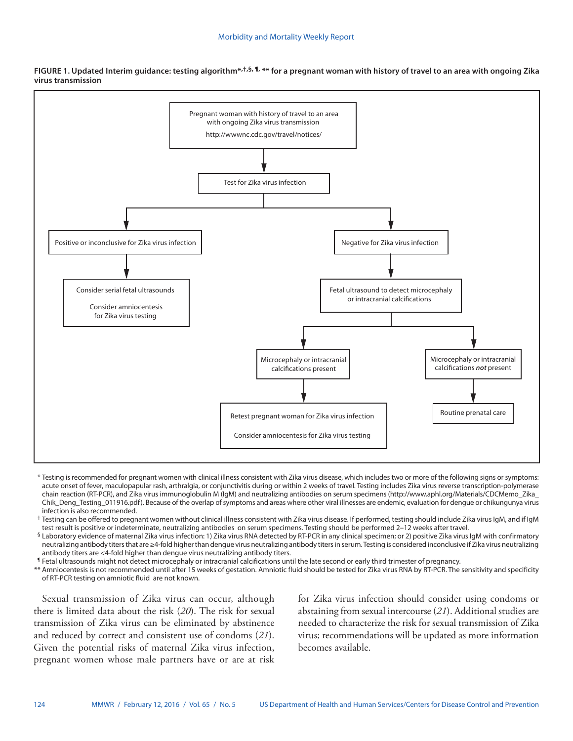**FIGURE 1. Updated Interim guidance: testing algorithm*,†,§,¶,** for a pregnant woman with history of travel to an area with ongoing Zika virus transmission**

Pregnant woman with history of travel to an area with ongoing Zika virus transmission
http://wwwnc.cdc.gov/travel/notices/

→ Test for Zika virus infection

- Positive or inconclusive for Zika virus infection
  - → Consider serial fetal ultrasounds
    Consider amniocentesis for Zika virus testing
- Negative for Zika virus infection
  - → Fetal ultrasound to detect microcephaly or intracranial calcifications
    - Microcephaly or intracranial calcifications present
      - → Retest pregnant woman for Zika virus infection
        Consider amniocentesis for Zika virus testing
    - Microcephaly or intracranial calcifications *not* present
      - → Routine prenatal care

\* Testing is recommended for pregnant women with clinical illness consistent with Zika virus disease, which includes two or more of the following signs or symptoms: acute onset of fever, maculopapular rash, arthralgia, or conjunctivitis during or within 2 weeks of travel. Testing includes Zika virus reverse transcription-polymerase chain reaction (RT-PCR), and Zika virus immunoglobulin M (IgM) and neutralizing antibodies on serum specimens (http://www.aphl.org/Materials/CDCMemo_Zika_Chik_Deng_Testing_011916.pdf). Because of the overlap of symptoms and areas where other viral illnesses are endemic, evaluation for dengue or chikungunya virus infection is also recommended.

† Testing can be offered to pregnant women without clinical illness consistent with Zika virus disease. If performed, testing should include Zika virus IgM, and if IgM test result is positive or indeterminate, neutralizing antibodies on serum specimens. Testing should be performed 2–12 weeks after travel.

§ Laboratory evidence of maternal Zika virus infection: 1) Zika virus RNA detected by RT-PCR in any clinical specimen; or 2) positive Zika virus IgM with confirmatory neutralizing antibody titers that are ≥4-fold higher than dengue virus neutralizing antibody titers in serum. Testing is considered inconclusive if Zika virus neutralizing antibody titers are <4-fold higher than dengue virus neutralizing antibody titers.

¶ Fetal ultrasounds might not detect microcephaly or intracranial calcifications until the late second or early third trimester of pregnancy.

** Amniocentesis is not recommended until after 15 weeks of gestation. Amniotic fluid should be tested for Zika virus RNA by RT-PCR. The sensitivity and specificity of RT-PCR testing on amniotic fluid are not known.

Sexual transmission of Zika virus can occur, although there is limited data about the risk (*20*). The risk for sexual transmission of Zika virus can be eliminated by abstinence and reduced by correct and consistent use of condoms (*21*). Given the potential risks of maternal Zika virus infection, pregnant women whose male partners have or are at risk for Zika virus infection should consider using condoms or abstaining from sexual intercourse (*21*). Additional studies are needed to characterize the risk for sexual transmission of Zika virus; recommendations will be updated as more information becomes available.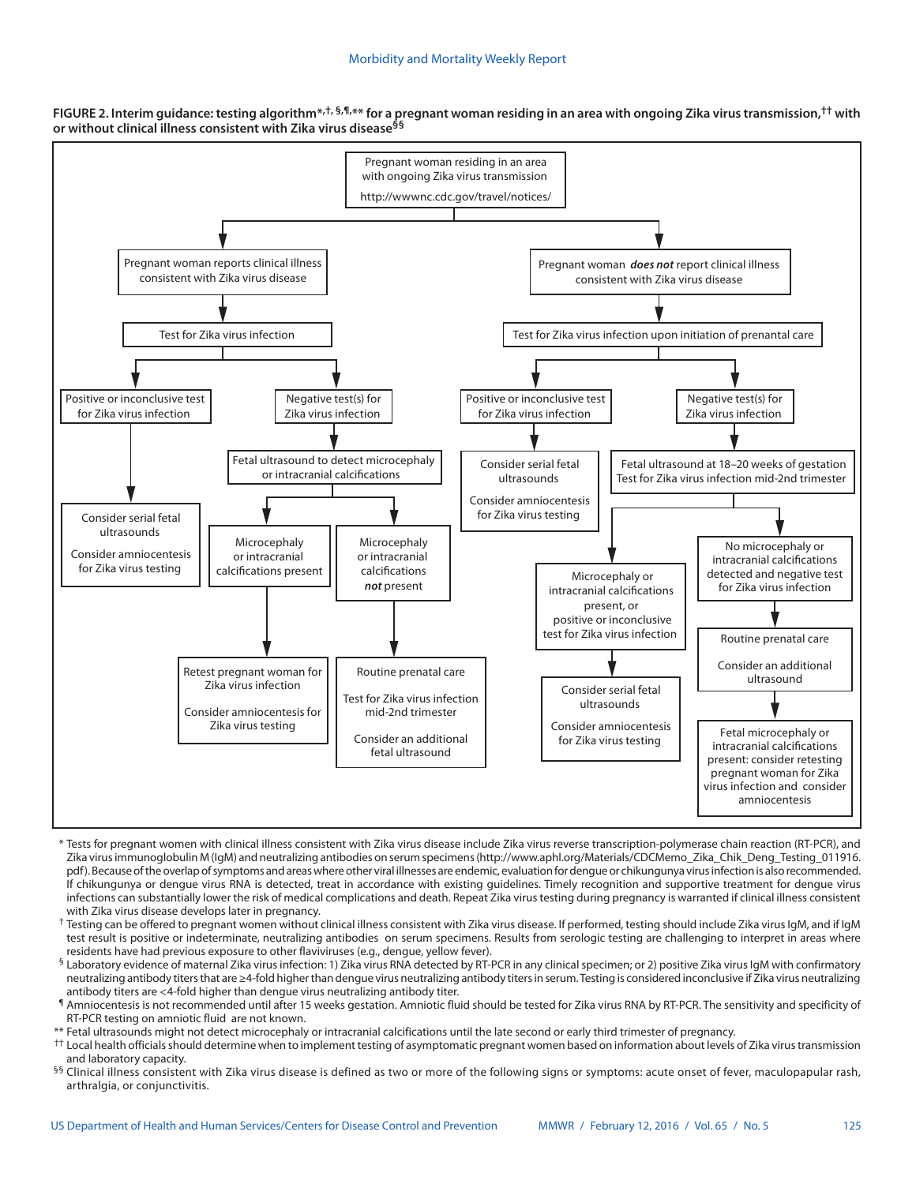**FIGURE 2. Interim guidance: testing algorithm*,†,§,¶,** for a pregnant woman residing in an area with ongoing Zika virus transmission,†† with or without clinical illness consistent with Zika virus disease§§**

Pregnant woman residing in an area with ongoing Zika virus transmission
http://wwwnc.cdc.gov/travel/notices/

**Left branch:**

- Pregnant woman reports clinical illness consistent with Zika virus disease
  - Test for Zika virus infection
    - Positive or inconclusive test for Zika virus infection
      - Consider serial fetal ultrasounds
      - Consider amniocentesis for Zika virus testing
    - Negative test(s) for Zika virus infection
      - Fetal ultrasound to detect microcephaly or intracranial calcifications
        - Microcephaly or intracranial calcifications present
          - Retest pregnant woman for Zika virus infection
          - Consider amniocentesis for Zika virus testing
        - Microcephaly or intracranial calcifications *not* present
          - Routine prenatal care
          - Test for Zika virus infection mid-2nd trimester
          - Consider an additional fetal ultrasound

**Right branch:**

- Pregnant woman ***does not*** report clinical illness consistent with Zika virus disease
  - Test for Zika virus infection upon initiation of prenatal care
    - Positive or inconclusive test for Zika virus infection
      - Consider serial fetal ultrasounds
      - Consider amniocentesis for Zika virus testing
    - Negative test(s) for Zika virus infection
      - Fetal ultrasound at 18–20 weeks of gestation
      - Test for Zika virus infection mid-2nd trimester
        - Microcephaly or intracranial calcifications present, or positive or inconclusive test for Zika virus infection
          - Consider serial fetal ultrasounds
          - Consider amniocentesis for Zika virus testing
        - No microcephaly or intracranial calcifications detected and negative test for Zika virus infection
          - Routine prenatal care
          - Consider an additional ultrasound
            - Fetal microcephaly or intracranial calcifications present: consider retesting pregnant woman for Zika virus infection and consider amniocentesis

\* Tests for pregnant women with clinical illness consistent with Zika virus disease include Zika virus reverse transcription-polymerase chain reaction (RT-PCR), and Zika virus immunoglobulin M (IgM) and neutralizing antibodies on serum specimens (http://www.aphl.org/Materials/CDCMemo_Zika_Chik_Deng_Testing_011916.pdf). Because of the overlap of symptoms and areas where other viral illnesses are endemic, evaluation for dengue or chikungunya virus infection is also recommended. If chikungunya or dengue virus RNA is detected, treat in accordance with existing guidelines. Timely recognition and supportive treatment for dengue virus infections can substantially lower the risk of medical complications and death. Repeat Zika virus testing during pregnancy is warranted if clinical illness consistent with Zika virus disease develops later in pregnancy.

† Testing can be offered to pregnant women without clinical illness consistent with Zika virus disease. If performed, testing should include Zika virus IgM, and if IgM test result is positive or indeterminate, neutralizing antibodies on serum specimens. Results from serologic testing are challenging to interpret in areas where residents have had previous exposure to other flaviviruses (e.g., dengue, yellow fever).

§ Laboratory evidence of maternal Zika virus infection: 1) Zika virus RNA detected by RT-PCR in any clinical specimen; or 2) positive Zika virus IgM with confirmatory neutralizing antibody titers that are ≥4-fold higher than dengue virus neutralizing antibody titers in serum. Testing is considered inconclusive if Zika virus neutralizing antibody titers are <4-fold higher than dengue virus neutralizing antibody titer.

¶ Amniocentesis is not recommended until after 15 weeks gestation. Amniotic fluid should be tested for Zika virus RNA by RT-PCR. The sensitivity and specificity of RT-PCR testing on amniotic fluid are not known.

\*\* Fetal ultrasounds might not detect microcephaly or intracranial calcifications until the late second or early third trimester of pregnancy.

†† Local health officials should determine when to implement testing of asymptomatic pregnant women based on information about levels of Zika virus transmission and laboratory capacity.

§§ Clinical illness consistent with Zika virus disease is defined as two or more of the following signs or symptoms: acute onset of fever, maculopapular rash, arthralgia, or conjunctivitis.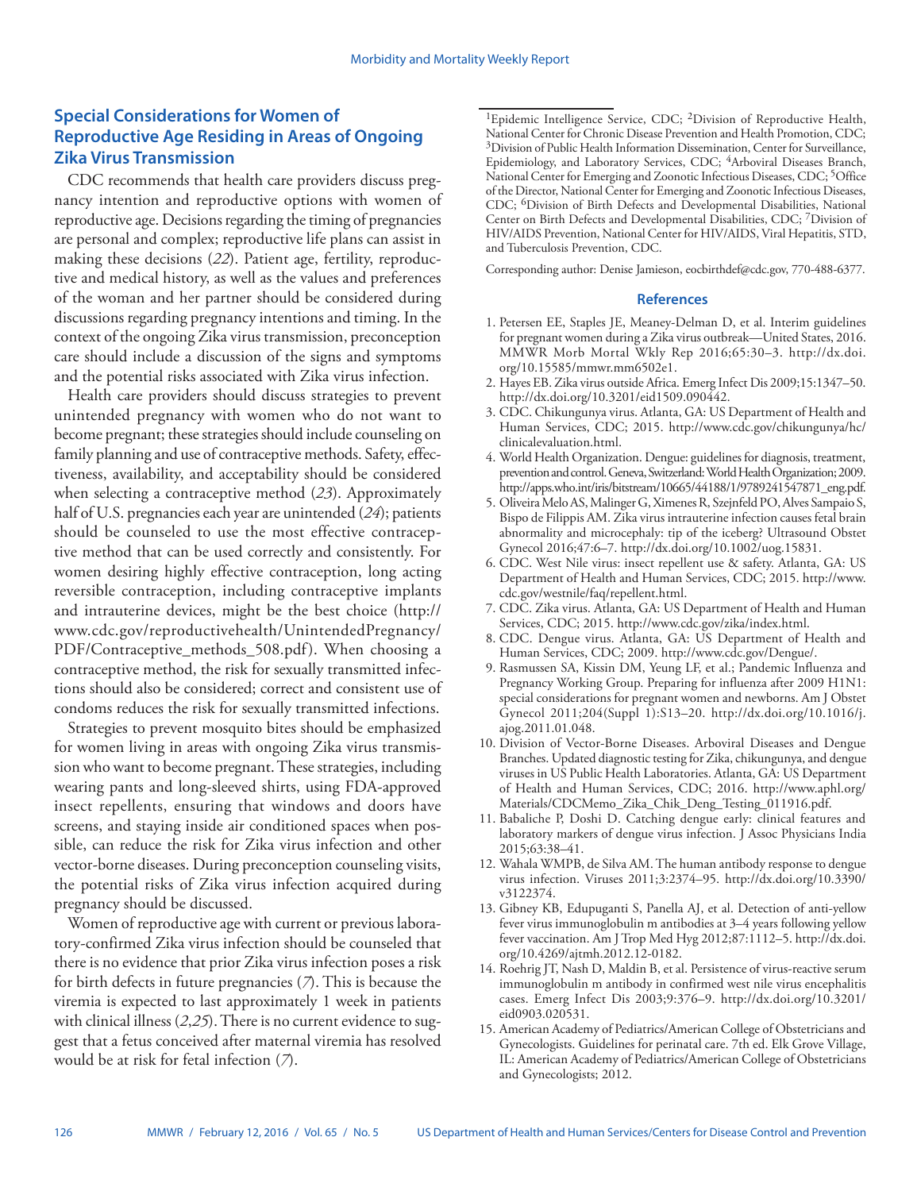## Special Considerations for Women of Reproductive Age Residing in Areas of Ongoing Zika Virus Transmission

CDC recommends that health care providers discuss pregnancy intention and reproductive options with women of reproductive age. Decisions regarding the timing of pregnancies are personal and complex; reproductive life plans can assist in making these decisions (*22*). Patient age, fertility, reproductive and medical history, as well as the values and preferences of the woman and her partner should be considered during discussions regarding pregnancy intentions and timing. In the context of the ongoing Zika virus transmission, preconception care should include a discussion of the signs and symptoms and the potential risks associated with Zika virus infection.

Health care providers should discuss strategies to prevent unintended pregnancy with women who do not want to become pregnant; these strategies should include counseling on family planning and use of contraceptive methods. Safety, effectiveness, availability, and acceptability should be considered when selecting a contraceptive method (*23*). Approximately half of U.S. pregnancies each year are unintended (*24*); patients should be counseled to use the most effective contraceptive method that can be used correctly and consistently. For women desiring highly effective contraception, long acting reversible contraception, including contraceptive implants and intrauterine devices, might be the best choice (http://www.cdc.gov/reproductivehealth/UnintendedPregnancy/PDF/Contraceptive_methods_508.pdf). When choosing a contraceptive method, the risk for sexually transmitted infections should also be considered; correct and consistent use of condoms reduces the risk for sexually transmitted infections.

Strategies to prevent mosquito bites should be emphasized for women living in areas with ongoing Zika virus transmission who want to become pregnant. These strategies, including wearing pants and long-sleeved shirts, using FDA-approved insect repellents, ensuring that windows and doors have screens, and staying inside air conditioned spaces when possible, can reduce the risk for Zika virus infection and other vector-borne diseases. During preconception counseling visits, the potential risks of Zika virus infection acquired during pregnancy should be discussed.

Women of reproductive age with current or previous laboratory-confirmed Zika virus infection should be counseled that there is no evidence that prior Zika virus infection poses a risk for birth defects in future pregnancies (*7*). This is because the viremia is expected to last approximately 1 week in patients with clinical illness (*2*,*25*). There is no current evidence to suggest that a fetus conceived after maternal viremia has resolved would be at risk for fetal infection (*7*).

---

[1]Epidemic Intelligence Service, CDC; [2]Division of Reproductive Health, National Center for Chronic Disease Prevention and Health Promotion, CDC; [3]Division of Public Health Information Dissemination, Center for Surveillance, Epidemiology, and Laboratory Services, CDC; [4]Arboviral Diseases Branch, National Center for Emerging and Zoonotic Infectious Diseases, CDC; [5]Office of the Director, National Center for Emerging and Zoonotic Infectious Diseases, CDC; [6]Division of Birth Defects and Developmental Disabilities, National Center on Birth Defects and Developmental Disabilities, CDC; [7]Division of HIV/AIDS Prevention, National Center for HIV/AIDS, Viral Hepatitis, STD, and Tuberculosis Prevention, CDC.

Corresponding author: Denise Jamieson, eocbirthdef@cdc.gov, 770-488-6377.

### References

1. Petersen EE, Staples JE, Meaney-Delman D, et al. Interim guidelines for pregnant women during a Zika virus outbreak—United States, 2016. MMWR Morb Mortal Wkly Rep 2016;65:30–3. http://dx.doi.org/10.15585/mmwr.mm6502e1.
2. Hayes EB. Zika virus outside Africa. Emerg Infect Dis 2009;15:1347–50. http://dx.doi.org/10.3201/eid1509.090442.
3. CDC. Chikungunya virus. Atlanta, GA: US Department of Health and Human Services, CDC; 2015. http://www.cdc.gov/chikungunya/hc/clinicalevaluation.html.
4. World Health Organization. Dengue: guidelines for diagnosis, treatment, prevention and control. Geneva, Switzerland: World Health Organization; 2009. http://apps.who.int/iris/bitstream/10665/44188/1/9789241547871_eng.pdf.
5. Oliveira Melo AS, Malinger G, Ximenes R, Szejnfeld PO, Alves Sampaio S, Bispo de Filippis AM. Zika virus intrauterine infection causes fetal brain abnormality and microcephaly: tip of the iceberg? Ultrasound Obstet Gynecol 2016;47:6–7. http://dx.doi.org/10.1002/uog.15831.
6. CDC. West Nile virus: insect repellent use & safety. Atlanta, GA: US Department of Health and Human Services, CDC; 2015. http://www.cdc.gov/westnile/faq/repellent.html.
7. CDC. Zika virus. Atlanta, GA: US Department of Health and Human Services, CDC; 2015. http://www.cdc.gov/zika/index.html.
8. CDC. Dengue virus. Atlanta, GA: US Department of Health and Human Services, CDC; 2009. http://www.cdc.gov/Dengue/.
9. Rasmussen SA, Kissin DM, Yeung LF, et al.; Pandemic Influenza and Pregnancy Working Group. Preparing for influenza after 2009 H1N1: special considerations for pregnant women and newborns. Am J Obstet Gynecol 2011;204(Suppl 1):S13–20. http://dx.doi.org/10.1016/j.ajog.2011.01.048.
10. Division of Vector-Borne Diseases. Arboviral Diseases and Dengue Branches. Updated diagnostic testing for Zika, chikungunya, and dengue viruses in US Public Health Laboratories. Atlanta, GA: US Department of Health and Human Services, CDC; 2016. http://www.aphl.org/Materials/CDCMemo_Zika_Chik_Deng_Testing_011916.pdf.
11. Babaliche P, Doshi D. Catching dengue early: clinical features and laboratory markers of dengue virus infection. J Assoc Physicians India 2015;63:38–41.
12. Wahala WMPB, de Silva AM. The human antibody response to dengue virus infection. Viruses 2011;3:2374–95. http://dx.doi.org/10.3390/v3122374.
13. Gibney KB, Edupuganti S, Panella AJ, et al. Detection of anti-yellow fever virus immunoglobulin m antibodies at 3–4 years following yellow fever vaccination. Am J Trop Med Hyg 2012;87:1112–5. http://dx.doi.org/10.4269/ajtmh.2012.12-0182.
14. Roehrig JT, Nash D, Maldin B, et al. Persistence of virus-reactive serum immunoglobulin m antibody in confirmed west nile virus encephalitis cases. Emerg Infect Dis 2003;9:376–9. http://dx.doi.org/10.3201/eid0903.020531.
15. American Academy of Pediatrics/American College of Obstetricians and Gynecologists. Guidelines for perinatal care. 7th ed. Elk Grove Village, IL: American Academy of Pediatrics/American College of Obstetricians and Gynecologists; 2012.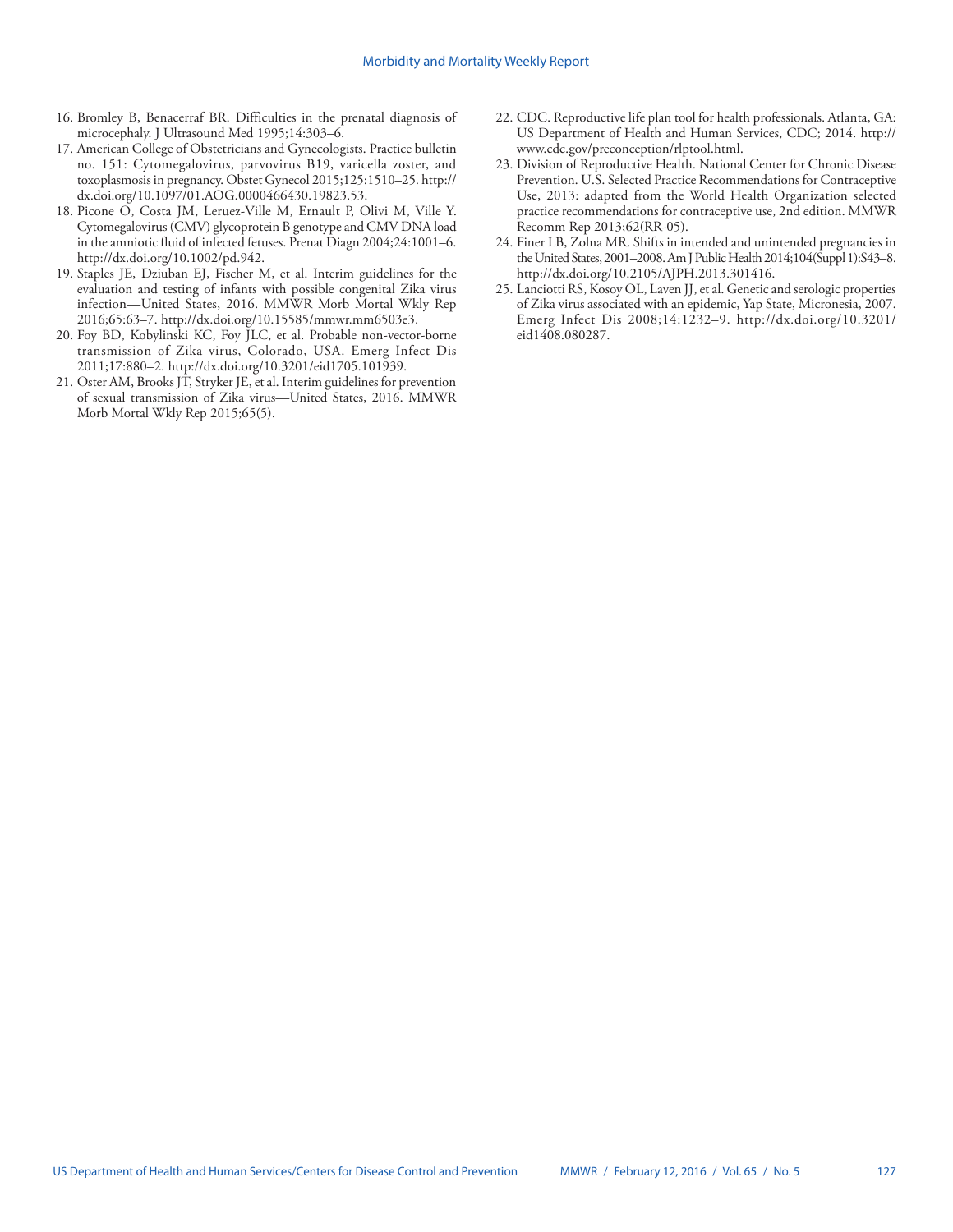16. Bromley B, Benacerraf BR. Difficulties in the prenatal diagnosis of microcephaly. J Ultrasound Med 1995;14:303–6.
17. American College of Obstetricians and Gynecologists. Practice bulletin no. 151: Cytomegalovirus, parvovirus B19, varicella zoster, and toxoplasmosis in pregnancy. Obstet Gynecol 2015;125:1510–25. http://dx.doi.org/10.1097/01.AOG.0000466430.19823.53.
18. Picone O, Costa JM, Leruez-Ville M, Ernault P, Olivi M, Ville Y. Cytomegalovirus (CMV) glycoprotein B genotype and CMV DNA load in the amniotic fluid of infected fetuses. Prenat Diagn 2004;24:1001–6. http://dx.doi.org/10.1002/pd.942.
19. Staples JE, Dziuban EJ, Fischer M, et al. Interim guidelines for the evaluation and testing of infants with possible congenital Zika virus infection—United States, 2016. MMWR Morb Mortal Wkly Rep 2016;65:63–7. http://dx.doi.org/10.15585/mmwr.mm6503e3.
20. Foy BD, Kobylinski KC, Foy JLC, et al. Probable non-vector-borne transmission of Zika virus, Colorado, USA. Emerg Infect Dis 2011;17:880–2. http://dx.doi.org/10.3201/eid1705.101939.
21. Oster AM, Brooks JT, Stryker JE, et al. Interim guidelines for prevention of sexual transmission of Zika virus—United States, 2016. MMWR Morb Mortal Wkly Rep 2015;65(5).
22. CDC. Reproductive life plan tool for health professionals. Atlanta, GA: US Department of Health and Human Services, CDC; 2014. http://www.cdc.gov/preconception/rlptool.html.
23. Division of Reproductive Health. National Center for Chronic Disease Prevention. U.S. Selected Practice Recommendations for Contraceptive Use, 2013: adapted from the World Health Organization selected practice recommendations for contraceptive use, 2nd edition. MMWR Recomm Rep 2013;62(RR-05).
24. Finer LB, Zolna MR. Shifts in intended and unintended pregnancies in the United States, 2001–2008. Am J Public Health 2014;104(Suppl 1):S43–8. http://dx.doi.org/10.2105/AJPH.2013.301416.
25. Lanciotti RS, Kosoy OL, Laven JJ, et al. Genetic and serologic properties of Zika virus associated with an epidemic, Yap State, Micronesia, 2007. Emerg Infect Dis 2008;14:1232–9. http://dx.doi.org/10.3201/eid1408.080287.